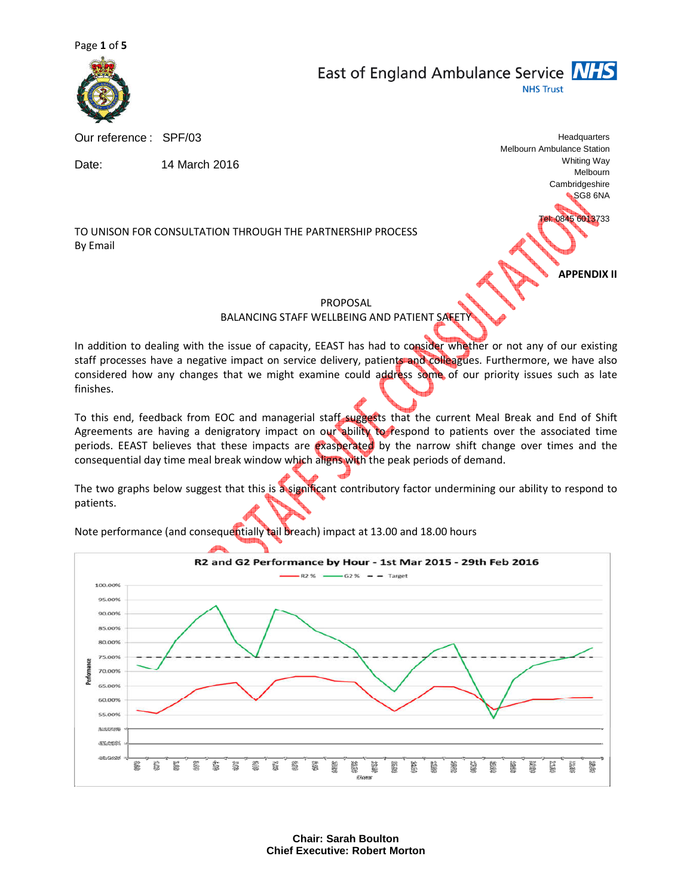East of England Ambulance Service NHS Trust

Our reference : SPF/03

Date: 14 March 2016

Headquarters
Melbourn Ambulance Station
Whiting Way
Melbourn
Cambridgeshire
SG8 6NA

Tel: 0845 6013733

TO UNISON FOR CONSULTATION THROUGH THE PARTNERSHIP PROCESS
By Email

**APPENDIX II**

PROPOSAL
BALANCING STAFF WELLBEING AND PATIENT SAFETY

In addition to dealing with the issue of capacity, EEAST has had to consider whether or not any of our existing staff processes have a negative impact on service delivery, patients and colleagues. Furthermore, we have also considered how any changes that we might examine could address some of our priority issues such as late finishes.

To this end, feedback from EOC and managerial staff suggests that the current Meal Break and End of Shift Agreements are having a denigratory impact on our ability to respond to patients over the associated time periods. EEAST believes that these impacts are exasperated by the narrow shift change over times and the consequential day time meal break window which aligns with the peak periods of demand.

The two graphs below suggest that this is a significant contributory factor undermining our ability to respond to patients.

Note performance (and consequentially tail breach) impact at 13.00 and 18.00 hours

R2 and G2 Performance by Hour - 1st Mar 2015 - 29th Feb 2016

Chair: Sarah Boulton
Chief Executive: Robert Morton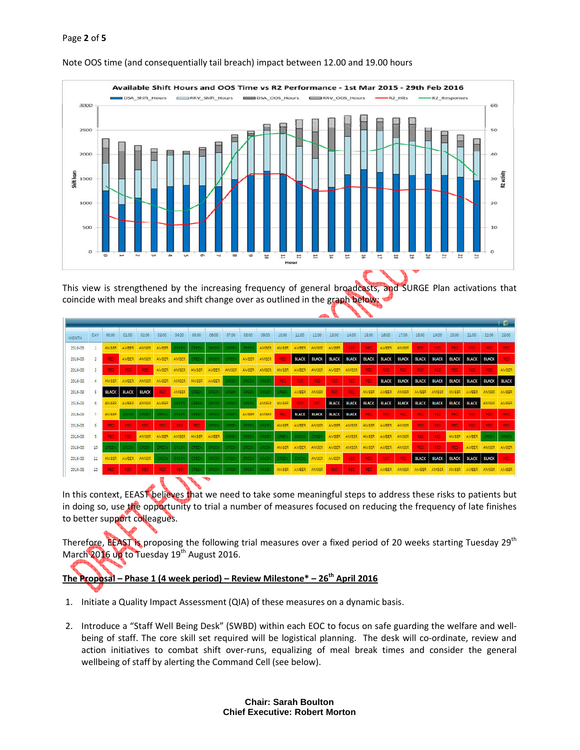Note OOS time (and consequentially tail breach) impact between 12.00 and 19.00 hours

**Available Shift Hours and OOS Time vs R2 Performance - 1st Mar 2015 - 29th Feb 2016**

This view is strengthened by the increasing frequency of general broadcasts, and SURGE Plan activations that coincide with meal breaks and shift change over as outlined in the graph below:

| MONTH | DAY | 00:00 | 01:00 | 02:00 | 03:00 | 04:00 | 05:00 | 06:00 | 07:00 | 08:00 | 09:00 | 10:00 | 11:00 | 12:00 | 13:00 | 14:00 | 15:00 | 16:00 | 17:00 | 18:00 | 19:00 | 20:00 | 21:00 | 22:00 | 23:00 |
|---|---|---|---|---|---|---|---|---|---|---|---|---|---|---|---|---|---|---|---|---|---|---|---|---|---|
| 2016-03 | 1 | AMBER | AMBER | AMBER | AMBER | GREEN | GREEN | GREEN | GREEN | GREEN | AMBER | AMBER | AMBER | AMBER | AMBER | RED | RED | AMBER | AMBER | RED | RED | RED | RED | RED | RED |
| 2016-03 | 2 | RED | AMBER | AMBER | AMBER | AMBER | GREEN | GREEN | GREEN | AMBER | AMBER | RED | BLACK | BLACK | BLACK | BLACK | BLACK | BLACK | BLACK | BLACK | BLACK | BLACK | BLACK | BLACK | RED |
| 2016-03 | 3 | RED | RED | RED | AMBER | AMBER | AMBER | AMBER | AMBER | AMBER | AMBER | AMBER | AMBER | AMBER | AMBER | AMBER | RED | RED | RED | RED | RED | RED | RED | RED | AMBER |
| 2016-03 | 4 | AMBER | AMBER | AMBER | AMBER | AMBER | AMBER | AMBER | GREEN | GREEN | GREEN | RED | RED | RED | RED | RED | RED | BLACK | BLACK | BLACK | BLACK | BLACK | BLACK | BLACK | BLACK |
| 2016-03 | 5 | BLACK | BLACK | BLACK | RED | AMBER | GREEN | GREEN | GREEN | GREEN | GREEN | GREEN | AMBER | AMBER | RED | RED | AMBER | AMBER | AMBER | AMBER | AMBER | AMBER | AMBER | AMBER | AMBER |
| 2016-03 | 6 | AMBER | AMBER | AMBER | AMBER | GREEN | GREEN | GREEN | GREEN | GREEN | AMBER | AMBER | RED | RED | BLACK | BLACK | BLACK | BLACK | BLACK | BLACK | BLACK | BLACK | BLACK | AMBER | AMBER |
| 2016-03 | 7 | AMBER | GREEN | GREEN | GREEN | GREEN | GREEN | GREEN | GREEN | AMBER | AMBER | RED | BLACK | BLACK | BLACK | BLACK | RED | RED | RED | RED | RED | RED | RED | RED | RED |
| 2016-03 | 8 | RED | RED | RED | RED | RED | RED | GREEN | GREEN | GREEN | GREEN | AMBER | AMBER | AMBER | AMBER | AMBER | AMBER | AMBER | AMBER | RED | RED | RED | RED | RED | RED |
| 2016-03 | 9 | RED | RED | AMBER | AMBER | AMBER | AMBER | AMBER | GREEN | GREEN | GREEN | GREEN | GREEN | GREEN | GREEN | AMBER | AMBER | AMBER | AMBER | RED | RED | AMBER | AMBER | GREEN | GREEN |
| 2016-03 | 10 | GREEN | GREEN | GREEN | GREEN | GREEN | GREEN | GREEN | GREEN | GREEN | GREEN | AMBER | AMBER | AMBER | AMBER | AMBER | AMBER | AMBER | AMBER | RED | RED | RED | AMBER | AMBER | AMBER |
| 2016-03 | 11 | AMBER | AMBER | AMBER | GREEN | GREEN | GREEN | GREEN | GREEN | GREEN | GREEN | GREEN | GREEN | AMBER | AMBER | RED | RED | RED | RED | BLACK | BLACK | BLACK | BLACK | BLACK | RED |
| 2016-03 | 12 | RED | RED | RED | RED | RED | GREEN | GREEN | GREEN | GREEN | GREEN | AMBER | AMBER | AMBER | RED | RED | RED | AMBER | AMBER | AMBER | AMBER | AMBER | AMBER | AMBER | AMBER |

In this context, EEAST believes that we need to take some meaningful steps to address these risks to patients but in doing so, use the opportunity to trial a number of measures focused on reducing the frequency of late finishes to better support colleagues.

Therefore, EEAST is proposing the following trial measures over a fixed period of 20 weeks starting Tuesday 29th March 2016 up to Tuesday 19th August 2016.

## The Proposal – Phase 1 (4 week period) – Review Milestone* – 26th April 2016

1. Initiate a Quality Impact Assessment (QIA) of these measures on a dynamic basis.

2. Introduce a "Staff Well Being Desk" (SWBD) within each EOC to focus on safe guarding the welfare and well-being of staff. The core skill set required will be logistical planning. The desk will co-ordinate, review and action initiatives to combat shift over-runs, equalizing of meal break times and consider the general wellbeing of staff by alerting the Command Cell (see below).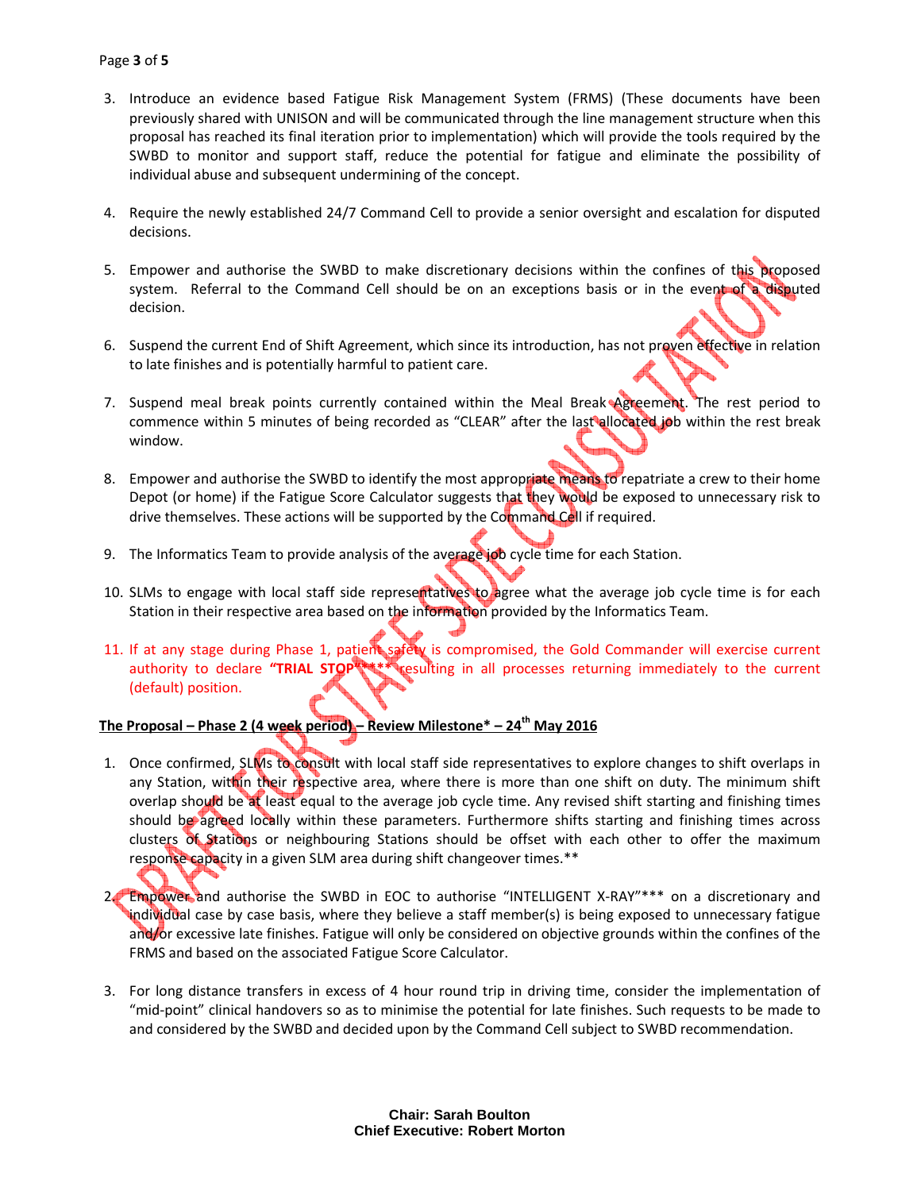3. Introduce an evidence based Fatigue Risk Management System (FRMS) (These documents have been previously shared with UNISON and will be communicated through the line management structure when this proposal has reached its final iteration prior to implementation) which will provide the tools required by the SWBD to monitor and support staff, reduce the potential for fatigue and eliminate the possibility of individual abuse and subsequent undermining of the concept.

4. Require the newly established 24/7 Command Cell to provide a senior oversight and escalation for disputed decisions.

5. Empower and authorise the SWBD to make discretionary decisions within the confines of this proposed system. Referral to the Command Cell should be on an exceptions basis or in the event of a disputed decision.

6. Suspend the current End of Shift Agreement, which since its introduction, has not proven effective in relation to late finishes and is potentially harmful to patient care.

7. Suspend meal break points currently contained within the Meal Break Agreement. The rest period to commence within 5 minutes of being recorded as "CLEAR" after the last allocated job within the rest break window.

8. Empower and authorise the SWBD to identify the most appropriate means to repatriate a crew to their home Depot (or home) if the Fatigue Score Calculator suggests that they would be exposed to unnecessary risk to drive themselves. These actions will be supported by the Command Cell if required.

9. The Informatics Team to provide analysis of the average job cycle time for each Station.

10. SLMs to engage with local staff side representatives to agree what the average job cycle time is for each Station in their respective area based on the information provided by the Informatics Team.

11. If at any stage during Phase 1, patient safety is compromised, the Gold Commander will exercise current authority to declare **"TRIAL STOP"\*\*\*\*** resulting in all processes returning immediately to the current (default) position.

**The Proposal – Phase 2 (4 week period) – Review Milestone* – 24th May 2016**

1. Once confirmed, SLMs to consult with local staff side representatives to explore changes to shift overlaps in any Station, within their respective area, where there is more than one shift on duty. The minimum shift overlap should be at least equal to the average job cycle time. Any revised shift starting and finishing times should be agreed locally within these parameters. Furthermore shifts starting and finishing times across clusters of Stations or neighbouring Stations should be offset with each other to offer the maximum response capacity in a given SLM area during shift changeover times.**

2. Empower and authorise the SWBD in EOC to authorise "INTELLIGENT X-RAY"*** on a discretionary and individual case by case basis, where they believe a staff member(s) is being exposed to unnecessary fatigue and/or excessive late finishes. Fatigue will only be considered on objective grounds within the confines of the FRMS and based on the associated Fatigue Score Calculator.

3. For long distance transfers in excess of 4 hour round trip in driving time, consider the implementation of "mid-point" clinical handovers so as to minimise the potential for late finishes. Such requests to be made to and considered by the SWBD and decided upon by the Command Cell subject to SWBD recommendation.

DRAFT FOR STAFF SIDE CONSULTATION

**Chair: Sarah Boulton**
**Chief Executive: Robert Morton**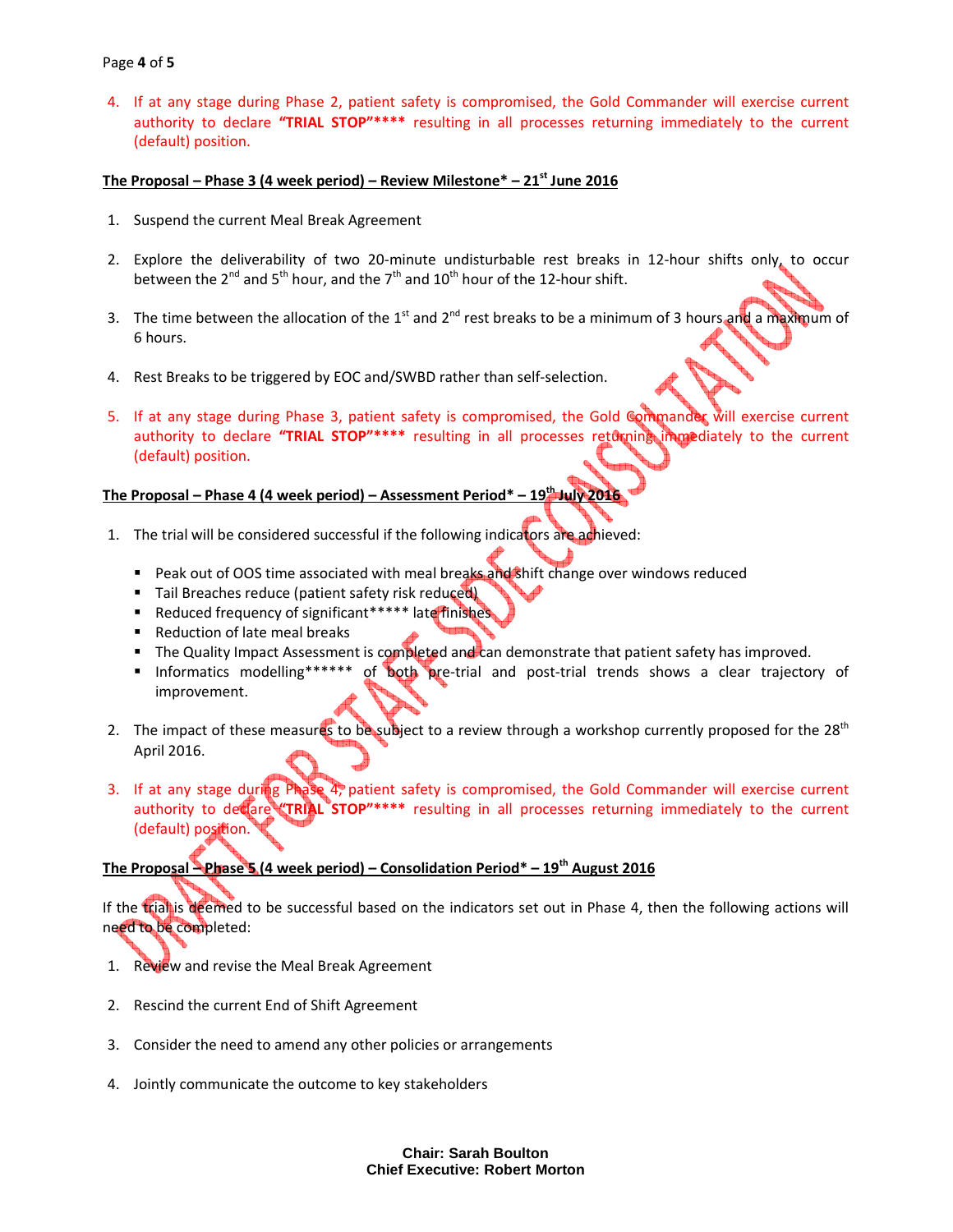4. If at any stage during Phase 2, patient safety is compromised, the Gold Commander will exercise current authority to declare **“TRIAL STOP”\*\*\*\*** resulting in all processes returning immediately to the current (default) position.

**The Proposal – Phase 3 (4 week period) – Review Milestone* – 21st June 2016**

1. Suspend the current Meal Break Agreement

2. Explore the deliverability of two 20-minute undisturbable rest breaks in 12-hour shifts only, to occur between the 2nd and 5th hour, and the 7th and 10th hour of the 12-hour shift.

3. The time between the allocation of the 1st and 2nd rest breaks to be a minimum of 3 hours and a maximum of 6 hours.

4. Rest Breaks to be triggered by EOC and/SWBD rather than self-selection.

5. If at any stage during Phase 3, patient safety is compromised, the Gold Commander will exercise current authority to declare **“TRIAL STOP”\*\*\*\*** resulting in all processes returning immediately to the current (default) position.

**The Proposal – Phase 4 (4 week period) – Assessment Period* – 19th July 2016**

1. The trial will be considered successful if the following indicators are achieved:

   - Peak out of OOS time associated with meal breaks and shift change over windows reduced
   - Tail Breaches reduce (patient safety risk reduced)
   - Reduced frequency of significant***** late finishes
   - Reduction of late meal breaks
   - The Quality Impact Assessment is completed and can demonstrate that patient safety has improved.
   - Informatics modelling****** of both pre-trial and post-trial trends shows a clear trajectory of improvement.

2. The impact of these measures to be subject to a review through a workshop currently proposed for the 28th April 2016.

3. If at any stage during Phase 4, patient safety is compromised, the Gold Commander will exercise current authority to declare **“TRIAL STOP”\*\*\*\*** resulting in all processes returning immediately to the current (default) position.

**The Proposal – Phase 5 (4 week period) – Consolidation Period* – 19th August 2016**

If the trial is deemed to be successful based on the indicators set out in Phase 4, then the following actions will need to be completed:

1. Review and revise the Meal Break Agreement

2. Rescind the current End of Shift Agreement

3. Consider the need to amend any other policies or arrangements

4. Jointly communicate the outcome to key stakeholders

DRAFT FOR STAFF SIDE CONSULTATION

**Chair: Sarah Boulton**
**Chief Executive: Robert Morton**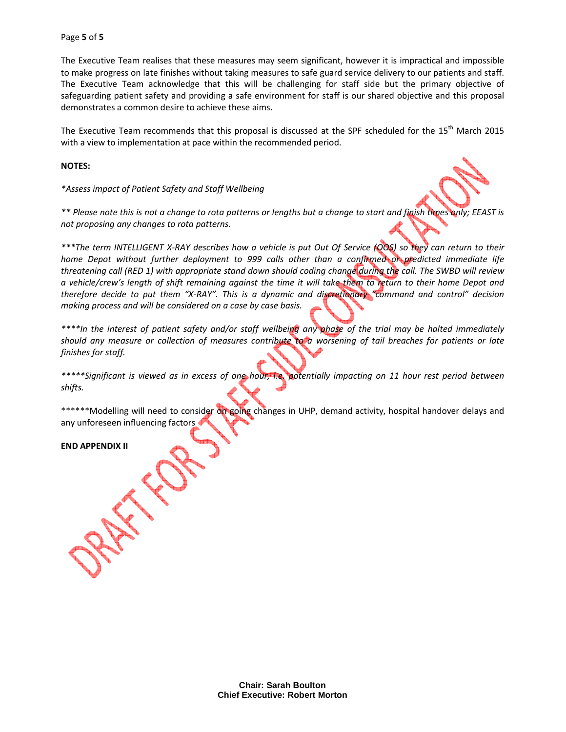The Executive Team realises that these measures may seem significant, however it is impractical and impossible to make progress on late finishes without taking measures to safe guard service delivery to our patients and staff. The Executive Team acknowledge that this will be challenging for staff side but the primary objective of safeguarding patient safety and providing a safe environment for staff is our shared objective and this proposal demonstrates a common desire to achieve these aims.

The Executive Team recommends that this proposal is discussed at the SPF scheduled for the 15th March 2015 with a view to implementation at pace within the recommended period.

**NOTES:**

*\*Assess impact of Patient Safety and Staff Wellbeing*

*\*\* Please note this is not a change to rota patterns or lengths but a change to start and finish times only; EEAST is not proposing any changes to rota patterns.*

*\*\*\*The term INTELLIGENT X-RAY describes how a vehicle is put Out Of Service (OOS) so they can return to their home Depot without further deployment to 999 calls other than a confirmed or predicted immediate life threatening call (RED 1) with appropriate stand down should coding change during the call. The SWBD will review a vehicle/crew's length of shift remaining against the time it will take them to return to their home Depot and therefore decide to put them "X-RAY". This is a dynamic and discretionary "command and control" decision making process and will be considered on a case by case basis.*

*\*\*\*\*In the interest of patient safety and/or staff wellbeing any phase of the trial may be halted immediately should any measure or collection of measures contribute to a worsening of tail breaches for patients or late finishes for staff.*

*\*\*\*\*\*Significant is viewed as in excess of one hour, i.e. potentially impacting on 11 hour rest period between shifts.*

\*\*\*\*\*\*Modelling will need to consider on going changes in UHP, demand activity, hospital handover delays and any unforeseen influencing factors

**END APPENDIX II**

DRAFT FOR STAFF SIDE CONSULTATION

**Chair: Sarah Boulton**
**Chief Executive: Robert Morton**